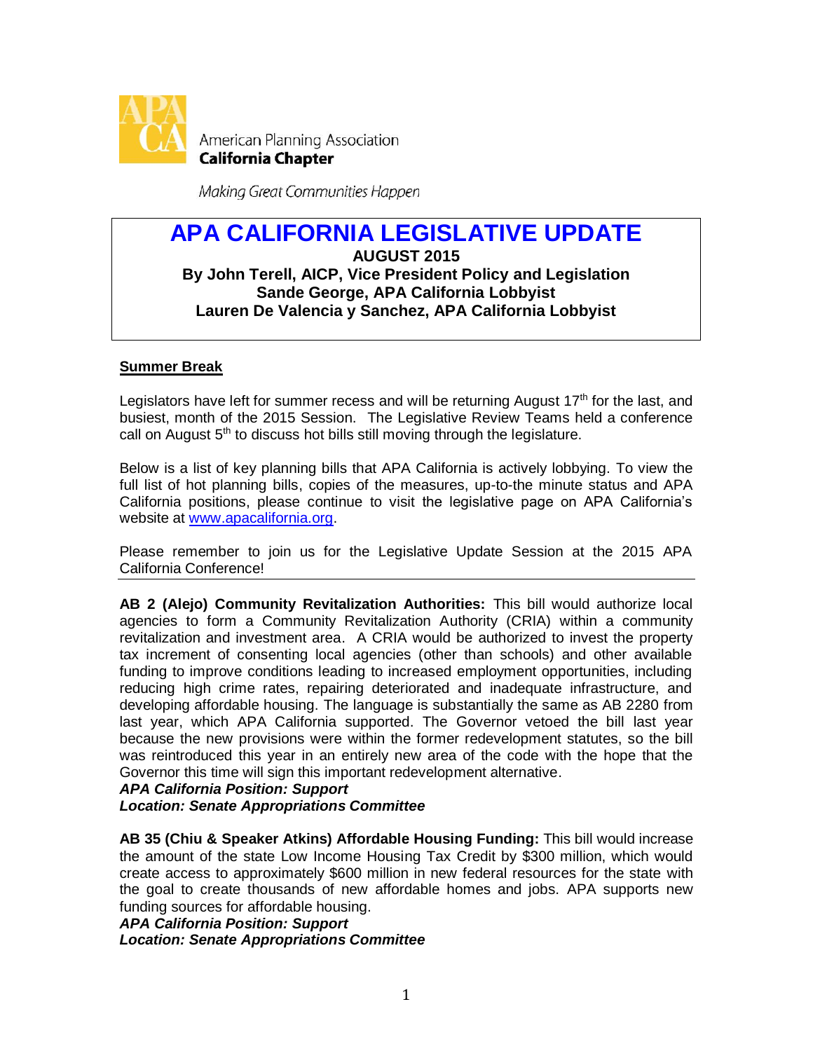American Planning Association
**California Chapter**

*Making Great Communities Happen*

# APA CALIFORNIA LEGISLATIVE UPDATE

**AUGUST 2015**

**By John Terell, AICP, Vice President Policy and Legislation**
**Sande George, APA California Lobbyist**
**Lauren De Valencia y Sanchez, APA California Lobbyist**

## Summer Break

Legislators have left for summer recess and will be returning August 17th for the last, and busiest, month of the 2015 Session. The Legislative Review Teams held a conference call on August 5th to discuss hot bills still moving through the legislature.

Below is a list of key planning bills that APA California is actively lobbying. To view the full list of hot planning bills, copies of the measures, up-to-the minute status and APA California positions, please continue to visit the legislative page on APA California's website at www.apacalifornia.org.

Please remember to join us for the Legislative Update Session at the 2015 APA California Conference!

---

**AB 2 (Alejo) Community Revitalization Authorities:** This bill would authorize local agencies to form a Community Revitalization Authority (CRIA) within a community revitalization and investment area. A CRIA would be authorized to invest the property tax increment of consenting local agencies (other than schools) and other available funding to improve conditions leading to increased employment opportunities, including reducing high crime rates, repairing deteriorated and inadequate infrastructure, and developing affordable housing. The language is substantially the same as AB 2280 from last year, which APA California supported. The Governor vetoed the bill last year because the new provisions were within the former redevelopment statutes, so the bill was reintroduced this year in an entirely new area of the code with the hope that the Governor this time will sign this important redevelopment alternative.
***APA California Position: Support***
***Location: Senate Appropriations Committee***

**AB 35 (Chiu & Speaker Atkins) Affordable Housing Funding:** This bill would increase the amount of the state Low Income Housing Tax Credit by $300 million, which would create access to approximately $600 million in new federal resources for the state with the goal to create thousands of new affordable homes and jobs. APA supports new funding sources for affordable housing.
***APA California Position: Support***
***Location: Senate Appropriations Committee***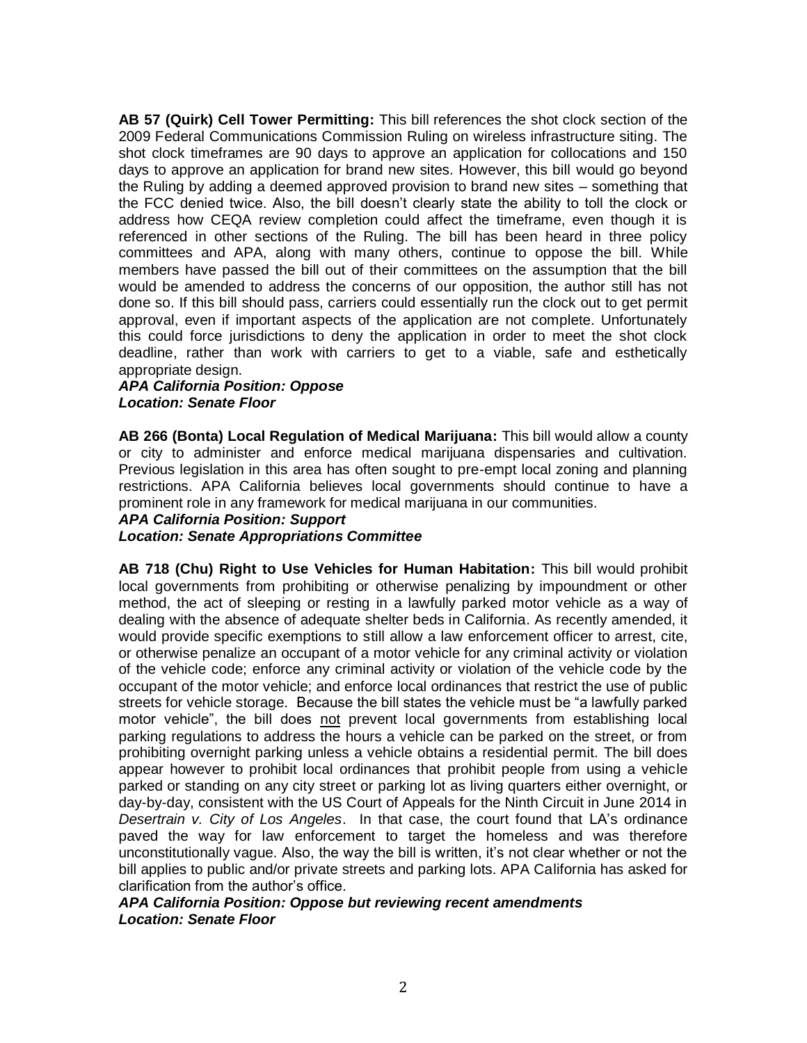**AB 57 (Quirk) Cell Tower Permitting:** This bill references the shot clock section of the 2009 Federal Communications Commission Ruling on wireless infrastructure siting. The shot clock timeframes are 90 days to approve an application for collocations and 150 days to approve an application for brand new sites. However, this bill would go beyond the Ruling by adding a deemed approved provision to brand new sites – something that the FCC denied twice. Also, the bill doesn't clearly state the ability to toll the clock or address how CEQA review completion could affect the timeframe, even though it is referenced in other sections of the Ruling. The bill has been heard in three policy committees and APA, along with many others, continue to oppose the bill. While members have passed the bill out of their committees on the assumption that the bill would be amended to address the concerns of our opposition, the author still has not done so. If this bill should pass, carriers could essentially run the clock out to get permit approval, even if important aspects of the application are not complete. Unfortunately this could force jurisdictions to deny the application in order to meet the shot clock deadline, rather than work with carriers to get to a viable, safe and esthetically appropriate design.
***APA California Position: Oppose***
***Location: Senate Floor***

**AB 266 (Bonta) Local Regulation of Medical Marijuana:** This bill would allow a county or city to administer and enforce medical marijuana dispensaries and cultivation. Previous legislation in this area has often sought to pre-empt local zoning and planning restrictions. APA California believes local governments should continue to have a prominent role in any framework for medical marijuana in our communities.
***APA California Position: Support***
***Location: Senate Appropriations Committee***

**AB 718 (Chu) Right to Use Vehicles for Human Habitation:** This bill would prohibit local governments from prohibiting or otherwise penalizing by impoundment or other method, the act of sleeping or resting in a lawfully parked motor vehicle as a way of dealing with the absence of adequate shelter beds in California. As recently amended, it would provide specific exemptions to still allow a law enforcement officer to arrest, cite, or otherwise penalize an occupant of a motor vehicle for any criminal activity or violation of the vehicle code; enforce any criminal activity or violation of the vehicle code by the occupant of the motor vehicle; and enforce local ordinances that restrict the use of public streets for vehicle storage. Because the bill states the vehicle must be "a lawfully parked motor vehicle", the bill does <u>not</u> prevent local governments from establishing local parking regulations to address the hours a vehicle can be parked on the street, or from prohibiting overnight parking unless a vehicle obtains a residential permit. The bill does appear however to prohibit local ordinances that prohibit people from using a vehicle parked or standing on any city street or parking lot as living quarters either overnight, or day-by-day, consistent with the US Court of Appeals for the Ninth Circuit in June 2014 in *Desertrain v. City of Los Angeles*. In that case, the court found that LA's ordinance paved the way for law enforcement to target the homeless and was therefore unconstitutionally vague. Also, the way the bill is written, it's not clear whether or not the bill applies to public and/or private streets and parking lots. APA California has asked for clarification from the author's office.
***APA California Position: Oppose but reviewing recent amendments***
***Location: Senate Floor***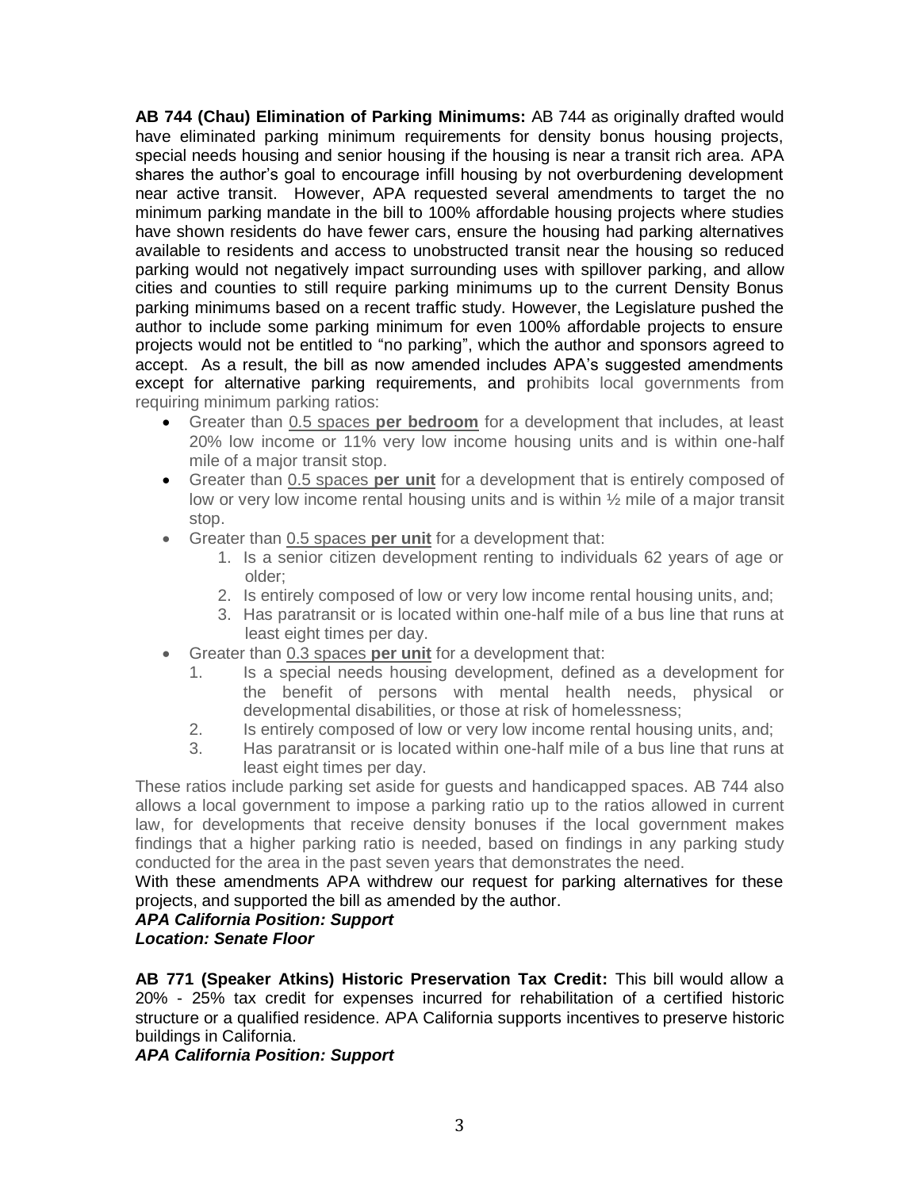**AB 744 (Chau) Elimination of Parking Minimums:** AB 744 as originally drafted would have eliminated parking minimum requirements for density bonus housing projects, special needs housing and senior housing if the housing is near a transit rich area. APA shares the author's goal to encourage infill housing by not overburdening development near active transit. However, APA requested several amendments to target the no minimum parking mandate in the bill to 100% affordable housing projects where studies have shown residents do have fewer cars, ensure the housing had parking alternatives available to residents and access to unobstructed transit near the housing so reduced parking would not negatively impact surrounding uses with spillover parking, and allow cities and counties to still require parking minimums up to the current Density Bonus parking minimums based on a recent traffic study. However, the Legislature pushed the author to include some parking minimum for even 100% affordable projects to ensure projects would not be entitled to "no parking", which the author and sponsors agreed to accept. As a result, the bill as now amended includes APA's suggested amendments except for alternative parking requirements, and prohibits local governments from requiring minimum parking ratios:

- Greater than 0.5 spaces **per bedroom** for a development that includes, at least 20% low income or 11% very low income housing units and is within one-half mile of a major transit stop.
- Greater than 0.5 spaces **per unit** for a development that is entirely composed of low or very low income rental housing units and is within ½ mile of a major transit stop.
- Greater than 0.5 spaces **per unit** for a development that:
  1. Is a senior citizen development renting to individuals 62 years of age or older;
  2. Is entirely composed of low or very low income rental housing units, and;
  3. Has paratransit or is located within one-half mile of a bus line that runs at least eight times per day.
- Greater than 0.3 spaces **per unit** for a development that:
  1. Is a special needs housing development, defined as a development for the benefit of persons with mental health needs, physical or developmental disabilities, or those at risk of homelessness;
  2. Is entirely composed of low or very low income rental housing units, and;
  3. Has paratransit or is located within one-half mile of a bus line that runs at least eight times per day.

These ratios include parking set aside for guests and handicapped spaces. AB 744 also allows a local government to impose a parking ratio up to the ratios allowed in current law, for developments that receive density bonuses if the local government makes findings that a higher parking ratio is needed, based on findings in any parking study conducted for the area in the past seven years that demonstrates the need.

With these amendments APA withdrew our request for parking alternatives for these projects, and supported the bill as amended by the author.

***APA California Position: Support***
***Location: Senate Floor***

**AB 771 (Speaker Atkins) Historic Preservation Tax Credit:** This bill would allow a 20% - 25% tax credit for expenses incurred for rehabilitation of a certified historic structure or a qualified residence. APA California supports incentives to preserve historic buildings in California.

***APA California Position: Support***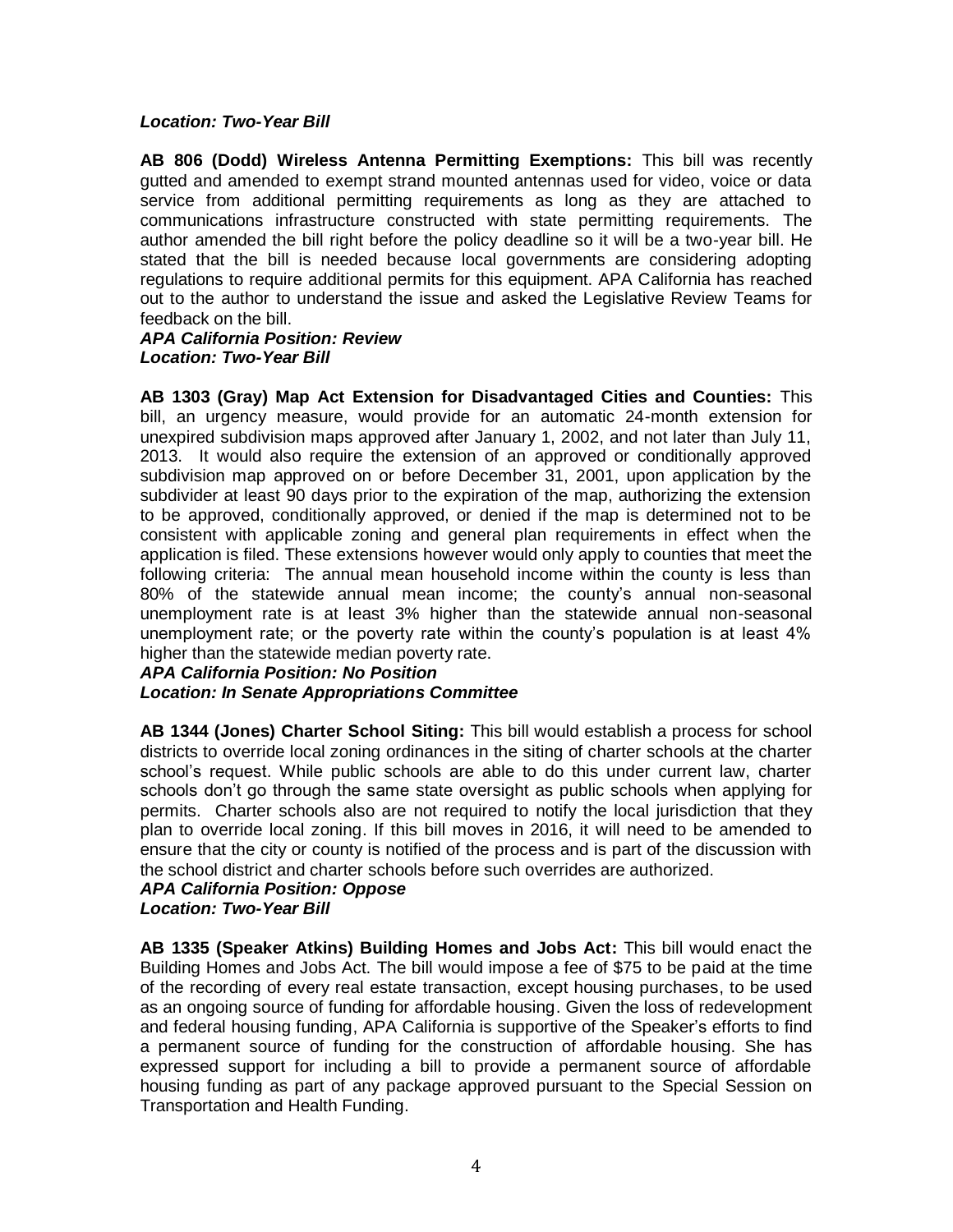***Location: Two-Year Bill***

**AB 806 (Dodd) Wireless Antenna Permitting Exemptions:** This bill was recently gutted and amended to exempt strand mounted antennas used for video, voice or data service from additional permitting requirements as long as they are attached to communications infrastructure constructed with state permitting requirements. The author amended the bill right before the policy deadline so it will be a two-year bill. He stated that the bill is needed because local governments are considering adopting regulations to require additional permits for this equipment. APA California has reached out to the author to understand the issue and asked the Legislative Review Teams for feedback on the bill.
***APA California Position: Review***
***Location: Two-Year Bill***

**AB 1303 (Gray) Map Act Extension for Disadvantaged Cities and Counties:** This bill, an urgency measure, would provide for an automatic 24-month extension for unexpired subdivision maps approved after January 1, 2002, and not later than July 11, 2013. It would also require the extension of an approved or conditionally approved subdivision map approved on or before December 31, 2001, upon application by the subdivider at least 90 days prior to the expiration of the map, authorizing the extension to be approved, conditionally approved, or denied if the map is determined not to be consistent with applicable zoning and general plan requirements in effect when the application is filed. These extensions however would only apply to counties that meet the following criteria: The annual mean household income within the county is less than 80% of the statewide annual mean income; the county's annual non-seasonal unemployment rate is at least 3% higher than the statewide annual non-seasonal unemployment rate; or the poverty rate within the county's population is at least 4% higher than the statewide median poverty rate.
***APA California Position: No Position***
***Location: In Senate Appropriations Committee***

**AB 1344 (Jones) Charter School Siting:** This bill would establish a process for school districts to override local zoning ordinances in the siting of charter schools at the charter school's request. While public schools are able to do this under current law, charter schools don't go through the same state oversight as public schools when applying for permits. Charter schools also are not required to notify the local jurisdiction that they plan to override local zoning. If this bill moves in 2016, it will need to be amended to ensure that the city or county is notified of the process and is part of the discussion with the school district and charter schools before such overrides are authorized.
***APA California Position: Oppose***
***Location: Two-Year Bill***

**AB 1335 (Speaker Atkins) Building Homes and Jobs Act:** This bill would enact the Building Homes and Jobs Act. The bill would impose a fee of $75 to be paid at the time of the recording of every real estate transaction, except housing purchases, to be used as an ongoing source of funding for affordable housing. Given the loss of redevelopment and federal housing funding, APA California is supportive of the Speaker's efforts to find a permanent source of funding for the construction of affordable housing. She has expressed support for including a bill to provide a permanent source of affordable housing funding as part of any package approved pursuant to the Special Session on Transportation and Health Funding.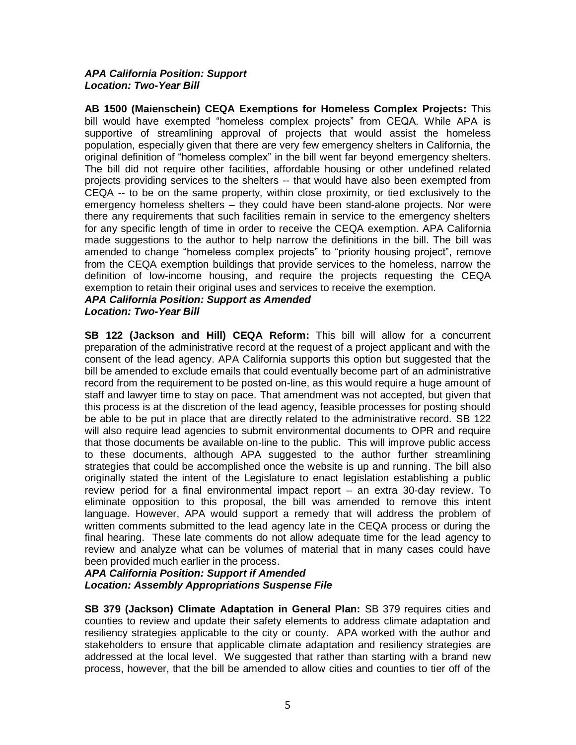***APA California Position: Support***
***Location: Two-Year Bill***

**AB 1500 (Maienschein) CEQA Exemptions for Homeless Complex Projects:** This bill would have exempted "homeless complex projects" from CEQA. While APA is supportive of streamlining approval of projects that would assist the homeless population, especially given that there are very few emergency shelters in California, the original definition of "homeless complex" in the bill went far beyond emergency shelters. The bill did not require other facilities, affordable housing or other undefined related projects providing services to the shelters -- that would have also been exempted from CEQA -- to be on the same property, within close proximity, or tied exclusively to the emergency homeless shelters – they could have been stand-alone projects. Nor were there any requirements that such facilities remain in service to the emergency shelters for any specific length of time in order to receive the CEQA exemption. APA California made suggestions to the author to help narrow the definitions in the bill. The bill was amended to change "homeless complex projects" to "priority housing project", remove from the CEQA exemption buildings that provide services to the homeless, narrow the definition of low-income housing, and require the projects requesting the CEQA exemption to retain their original uses and services to receive the exemption.
***APA California Position: Support as Amended***
***Location: Two-Year Bill***

**SB 122 (Jackson and Hill) CEQA Reform:** This bill will allow for a concurrent preparation of the administrative record at the request of a project applicant and with the consent of the lead agency. APA California supports this option but suggested that the bill be amended to exclude emails that could eventually become part of an administrative record from the requirement to be posted on-line, as this would require a huge amount of staff and lawyer time to stay on pace. That amendment was not accepted, but given that this process is at the discretion of the lead agency, feasible processes for posting should be able to be put in place that are directly related to the administrative record. SB 122 will also require lead agencies to submit environmental documents to OPR and require that those documents be available on-line to the public. This will improve public access to these documents, although APA suggested to the author further streamlining strategies that could be accomplished once the website is up and running. The bill also originally stated the intent of the Legislature to enact legislation establishing a public review period for a final environmental impact report – an extra 30-day review. To eliminate opposition to this proposal, the bill was amended to remove this intent language. However, APA would support a remedy that will address the problem of written comments submitted to the lead agency late in the CEQA process or during the final hearing. These late comments do not allow adequate time for the lead agency to review and analyze what can be volumes of material that in many cases could have been provided much earlier in the process.
***APA California Position: Support if Amended***
***Location: Assembly Appropriations Suspense File***

**SB 379 (Jackson) Climate Adaptation in General Plan:** SB 379 requires cities and counties to review and update their safety elements to address climate adaptation and resiliency strategies applicable to the city or county. APA worked with the author and stakeholders to ensure that applicable climate adaptation and resiliency strategies are addressed at the local level. We suggested that rather than starting with a brand new process, however, that the bill be amended to allow cities and counties to tier off of the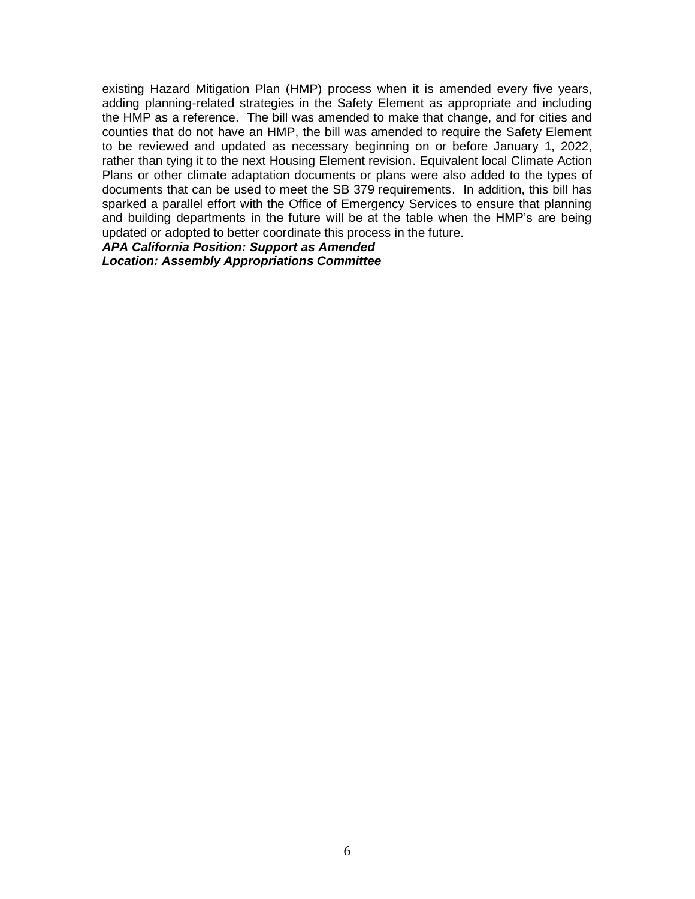existing Hazard Mitigation Plan (HMP) process when it is amended every five years, adding planning-related strategies in the Safety Element as appropriate and including the HMP as a reference. The bill was amended to make that change, and for cities and counties that do not have an HMP, the bill was amended to require the Safety Element to be reviewed and updated as necessary beginning on or before January 1, 2022, rather than tying it to the next Housing Element revision. Equivalent local Climate Action Plans or other climate adaptation documents or plans were also added to the types of documents that can be used to meet the SB 379 requirements. In addition, this bill has sparked a parallel effort with the Office of Emergency Services to ensure that planning and building departments in the future will be at the table when the HMP's are being updated or adopted to better coordinate this process in the future.

***APA California Position: Support as Amended***

***Location: Assembly Appropriations Committee***